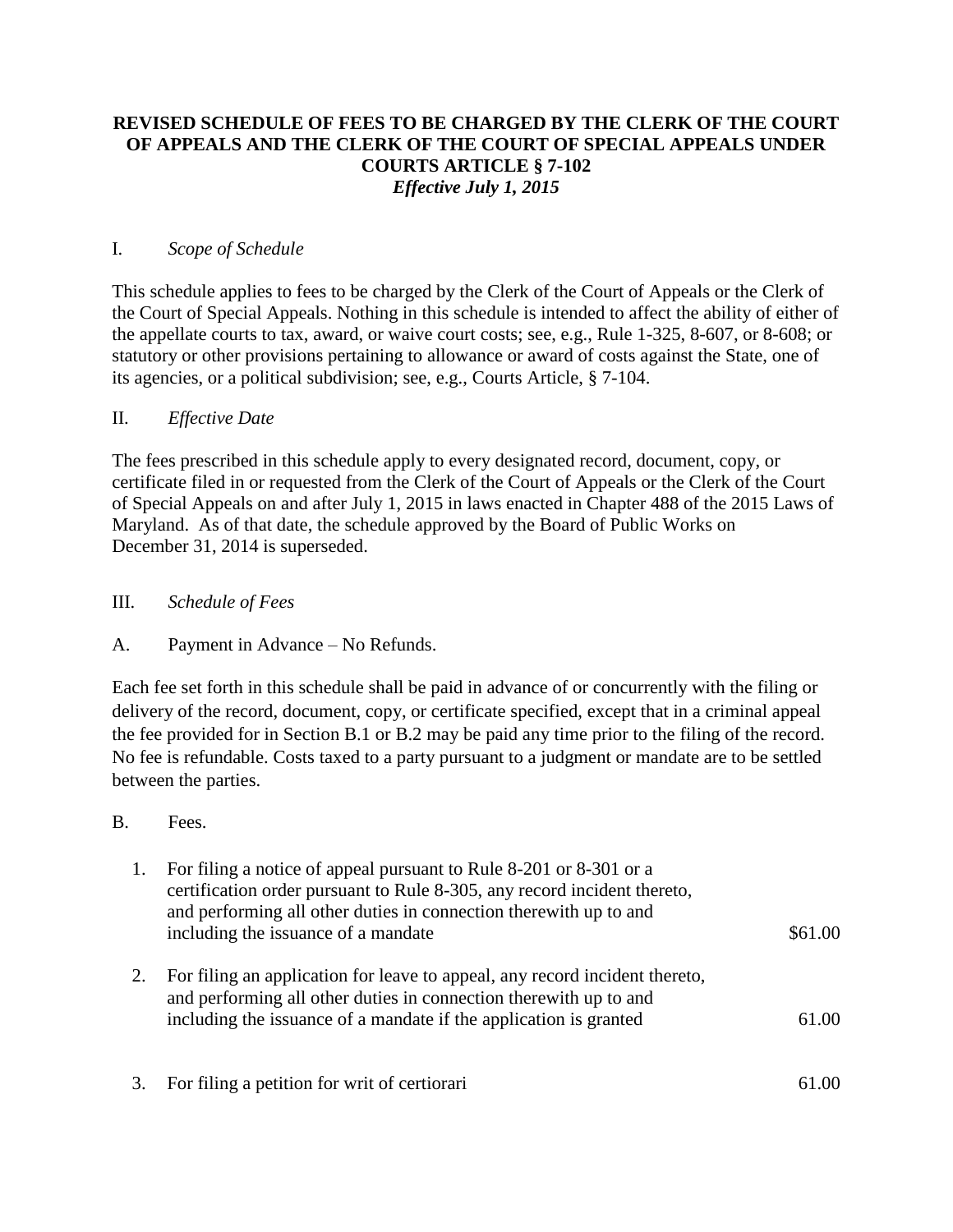**REVISED SCHEDULE OF FEES TO BE CHARGED BY THE CLERK OF THE COURT OF APPEALS AND THE CLERK OF THE COURT OF SPECIAL APPEALS UNDER COURTS ARTICLE § 7-102**
***Effective July 1, 2015***

I. *Scope of Schedule*

This schedule applies to fees to be charged by the Clerk of the Court of Appeals or the Clerk of the Court of Special Appeals. Nothing in this schedule is intended to affect the ability of either of the appellate courts to tax, award, or waive court costs; see, e.g., Rule 1-325, 8-607, or 8-608; or statutory or other provisions pertaining to allowance or award of costs against the State, one of its agencies, or a political subdivision; see, e.g., Courts Article, § 7-104.

II. *Effective Date*

The fees prescribed in this schedule apply to every designated record, document, copy, or certificate filed in or requested from the Clerk of the Court of Appeals or the Clerk of the Court of Special Appeals on and after July 1, 2015 in laws enacted in Chapter 488 of the 2015 Laws of Maryland. As of that date, the schedule approved by the Board of Public Works on December 31, 2014 is superseded.

III. *Schedule of Fees*

A. Payment in Advance – No Refunds.

Each fee set forth in this schedule shall be paid in advance of or concurrently with the filing or delivery of the record, document, copy, or certificate specified, except that in a criminal appeal the fee provided for in Section B.1 or B.2 may be paid any time prior to the filing of the record. No fee is refundable. Costs taxed to a party pursuant to a judgment or mandate are to be settled between the parties.

B. Fees.

| | | |
|---|---|---|
| 1. | For filing a notice of appeal pursuant to Rule 8-201 or 8-301 or a certification order pursuant to Rule 8-305, any record incident thereto, and performing all other duties in connection therewith up to and including the issuance of a mandate | $61.00 |
| 2. | For filing an application for leave to appeal, any record incident thereto, and performing all other duties in connection therewith up to and including the issuance of a mandate if the application is granted | 61.00 |
| 3. | For filing a petition for writ of certiorari | 61.00 |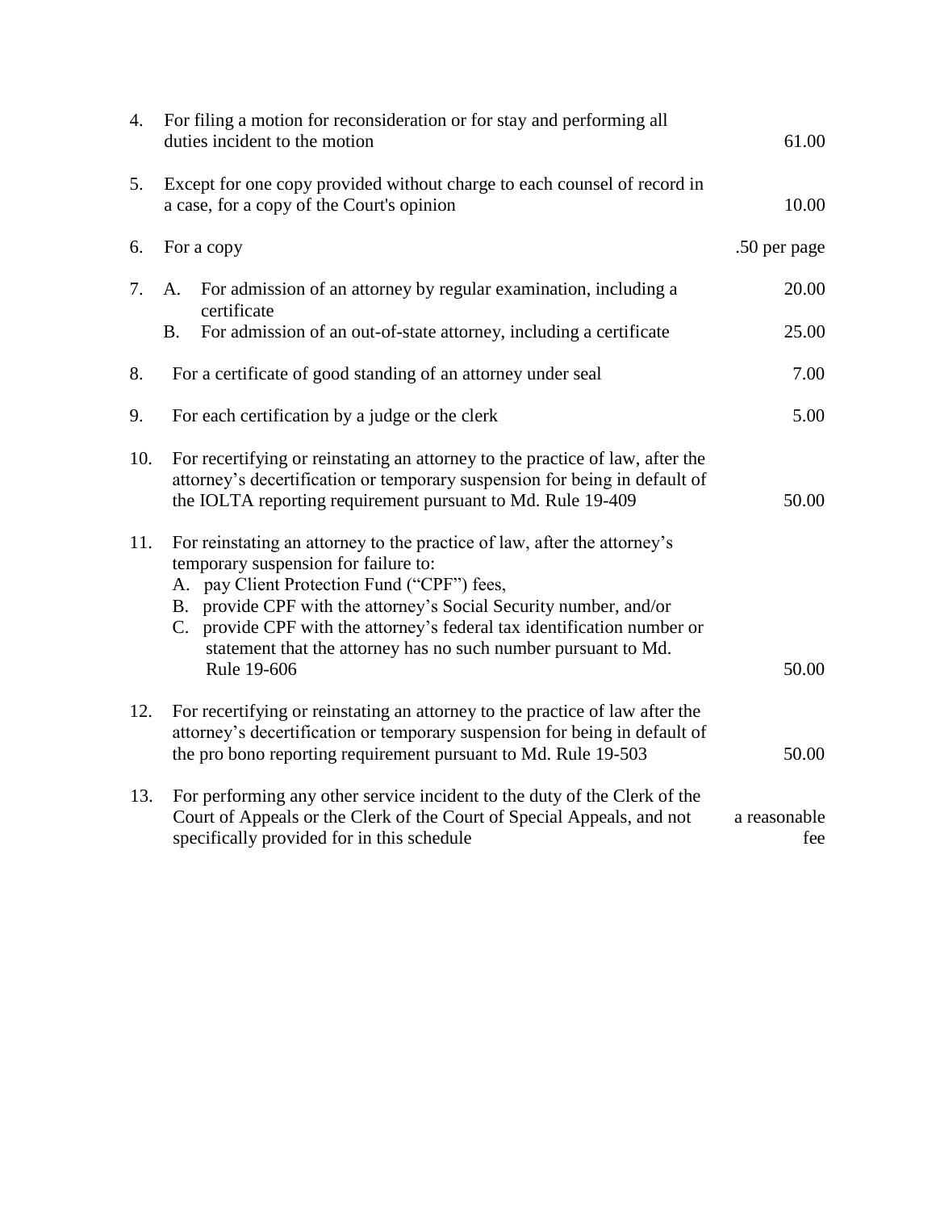| | | |
|---|---|---|
| 4. | For filing a motion for reconsideration or for stay and performing all duties incident to the motion | 61.00 |
| 5. | Except for one copy provided without charge to each counsel of record in a case, for a copy of the Court's opinion | 10.00 |
| 6. | For a copy | .50 per page |
| 7. | A. For admission of an attorney by regular examination, including a certificate | 20.00 |
| | B. For admission of an out-of-state attorney, including a certificate | 25.00 |
| 8. | For a certificate of good standing of an attorney under seal | 7.00 |
| 9. | For each certification by a judge or the clerk | 5.00 |
| 10. | For recertifying or reinstating an attorney to the practice of law, after the attorney's decertification or temporary suspension for being in default of the IOLTA reporting requirement pursuant to Md. Rule 19-409 | 50.00 |
| 11. | For reinstating an attorney to the practice of law, after the attorney's temporary suspension for failure to:<br>A. pay Client Protection Fund ("CPF") fees,<br>B. provide CPF with the attorney's Social Security number, and/or<br>C. provide CPF with the attorney's federal tax identification number or statement that the attorney has no such number pursuant to Md. Rule 19-606 | 50.00 |
| 12. | For recertifying or reinstating an attorney to the practice of law after the attorney's decertification or temporary suspension for being in default of the pro bono reporting requirement pursuant to Md. Rule 19-503 | 50.00 |
| 13. | For performing any other service incident to the duty of the Clerk of the Court of Appeals or the Clerk of the Court of Special Appeals, and not specifically provided for in this schedule | a reasonable fee |